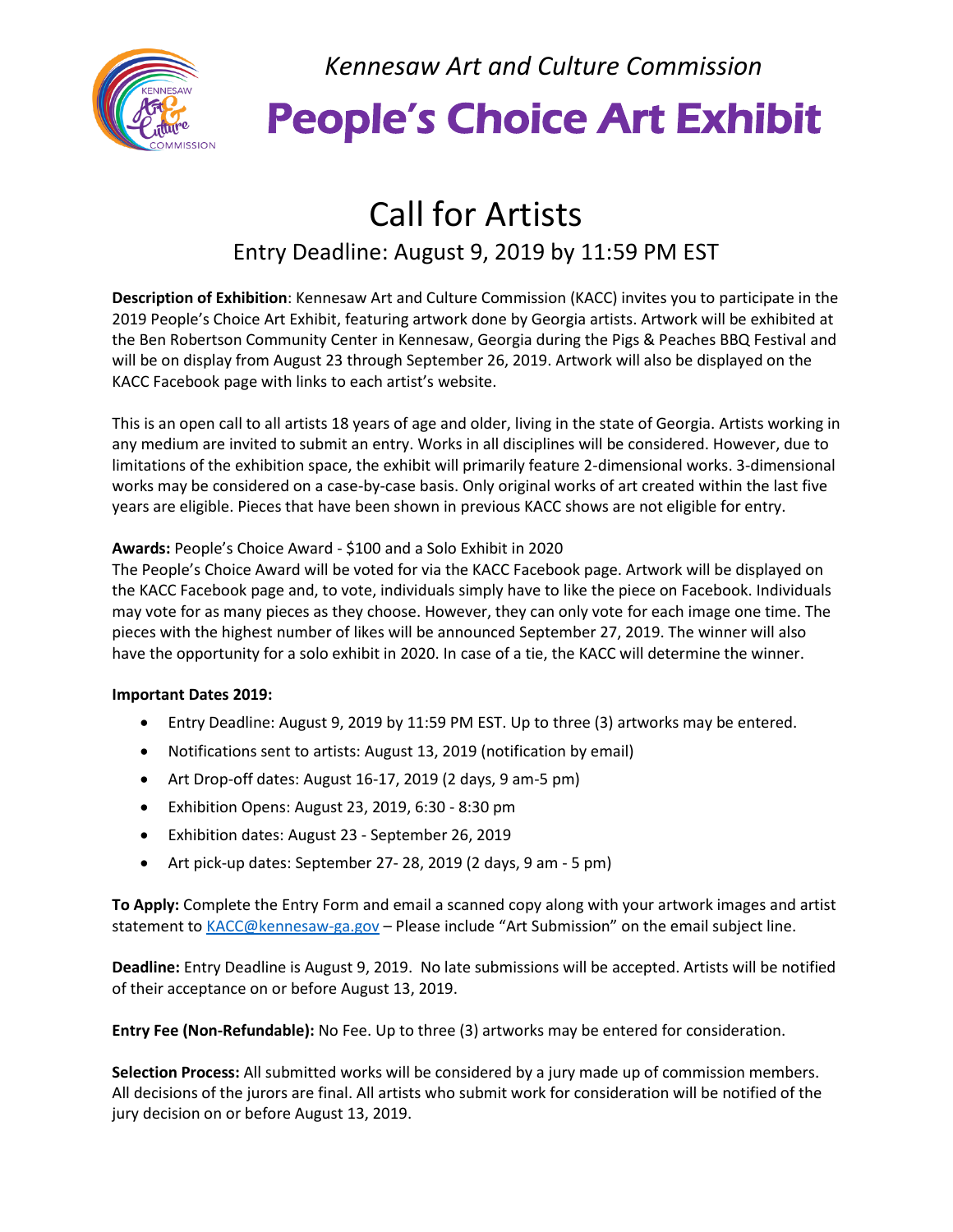*Kennesaw Art and Culture Commission*

# People's Choice Art Exhibit

## Call for Artists

### Entry Deadline: August 9, 2019 by 11:59 PM EST

**Description of Exhibition**: Kennesaw Art and Culture Commission (KACC) invites you to participate in the 2019 People's Choice Art Exhibit, featuring artwork done by Georgia artists. Artwork will be exhibited at the Ben Robertson Community Center in Kennesaw, Georgia during the Pigs & Peaches BBQ Festival and will be on display from August 23 through September 26, 2019. Artwork will also be displayed on the KACC Facebook page with links to each artist's website.

This is an open call to all artists 18 years of age and older, living in the state of Georgia. Artists working in any medium are invited to submit an entry. Works in all disciplines will be considered. However, due to limitations of the exhibition space, the exhibit will primarily feature 2-dimensional works. 3-dimensional works may be considered on a case-by-case basis. Only original works of art created within the last five years are eligible. Pieces that have been shown in previous KACC shows are not eligible for entry.

**Awards:** People's Choice Award - $100 and a Solo Exhibit in 2020
The People's Choice Award will be voted for via the KACC Facebook page. Artwork will be displayed on the KACC Facebook page and, to vote, individuals simply have to like the piece on Facebook. Individuals may vote for as many pieces as they choose. However, they can only vote for each image one time. The pieces with the highest number of likes will be announced September 27, 2019. The winner will also have the opportunity for a solo exhibit in 2020. In case of a tie, the KACC will determine the winner.

**Important Dates 2019:**

- Entry Deadline: August 9, 2019 by 11:59 PM EST. Up to three (3) artworks may be entered.
- Notifications sent to artists: August 13, 2019 (notification by email)
- Art Drop-off dates: August 16-17, 2019 (2 days, 9 am-5 pm)
- Exhibition Opens: August 23, 2019, 6:30 - 8:30 pm
- Exhibition dates: August 23 - September 26, 2019
- Art pick-up dates: September 27- 28, 2019 (2 days, 9 am - 5 pm)

**To Apply:** Complete the Entry Form and email a scanned copy along with your artwork images and artist statement to KACC@kennesaw-ga.gov – Please include "Art Submission" on the email subject line.

**Deadline:** Entry Deadline is August 9, 2019. No late submissions will be accepted. Artists will be notified of their acceptance on or before August 13, 2019.

**Entry Fee (Non-Refundable):** No Fee. Up to three (3) artworks may be entered for consideration.

**Selection Process:** All submitted works will be considered by a jury made up of commission members. All decisions of the jurors are final. All artists who submit work for consideration will be notified of the jury decision on or before August 13, 2019.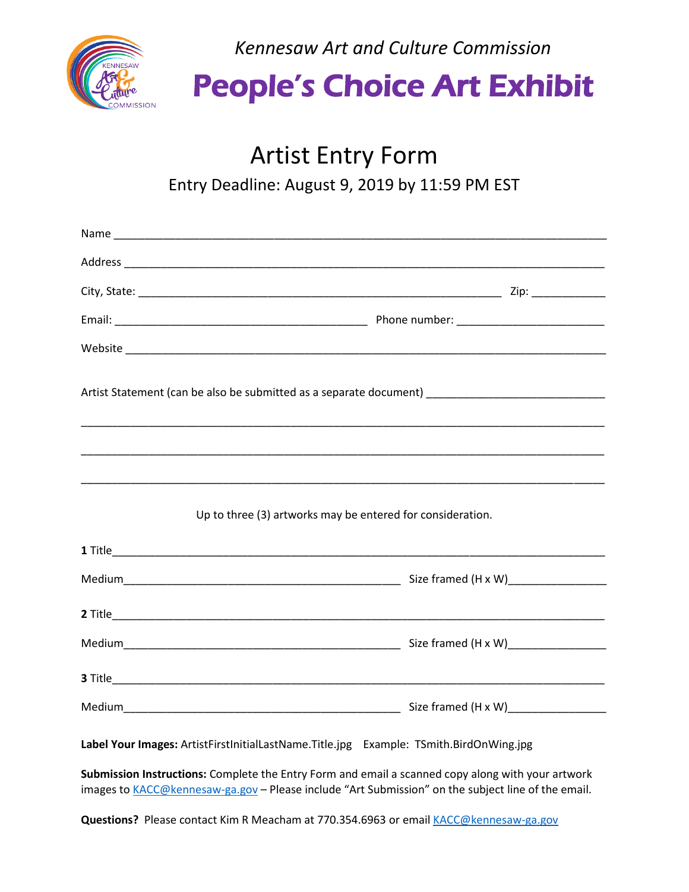*Kennesaw Art and Culture Commission*

# People's Choice Art Exhibit

## Artist Entry Form

Entry Deadline: August 9, 2019 by 11:59 PM EST

Name ___________________________________________________________________________

Address _________________________________________________________________________

City, State: _______________________________________________________ Zip: ___________

Email: ______________________________________ Phone number: ______________________

Website _________________________________________________________________________

Artist Statement (can be also be submitted as a separate document) __________________________

_________________________________________________________________________________

_________________________________________________________________________________

_________________________________________________________________________________

Up to three (3) artworks may be entered for consideration.

**1** Title_____________________________________________________________________________

Medium__________________________________________ Size framed (H x W)_______________

**2** Title_____________________________________________________________________________

Medium__________________________________________ Size framed (H x W)_______________

**3** Title_____________________________________________________________________________

Medium__________________________________________ Size framed (H x W)_______________

**Label Your Images:** ArtistFirstInitialLastName.Title.jpg Example: TSmith.BirdOnWing.jpg

**Submission Instructions:** Complete the Entry Form and email a scanned copy along with your artwork images to KACC@kennesaw-ga.gov – Please include "Art Submission" on the subject line of the email.

**Questions?** Please contact Kim R Meacham at 770.354.6963 or email KACC@kennesaw-ga.gov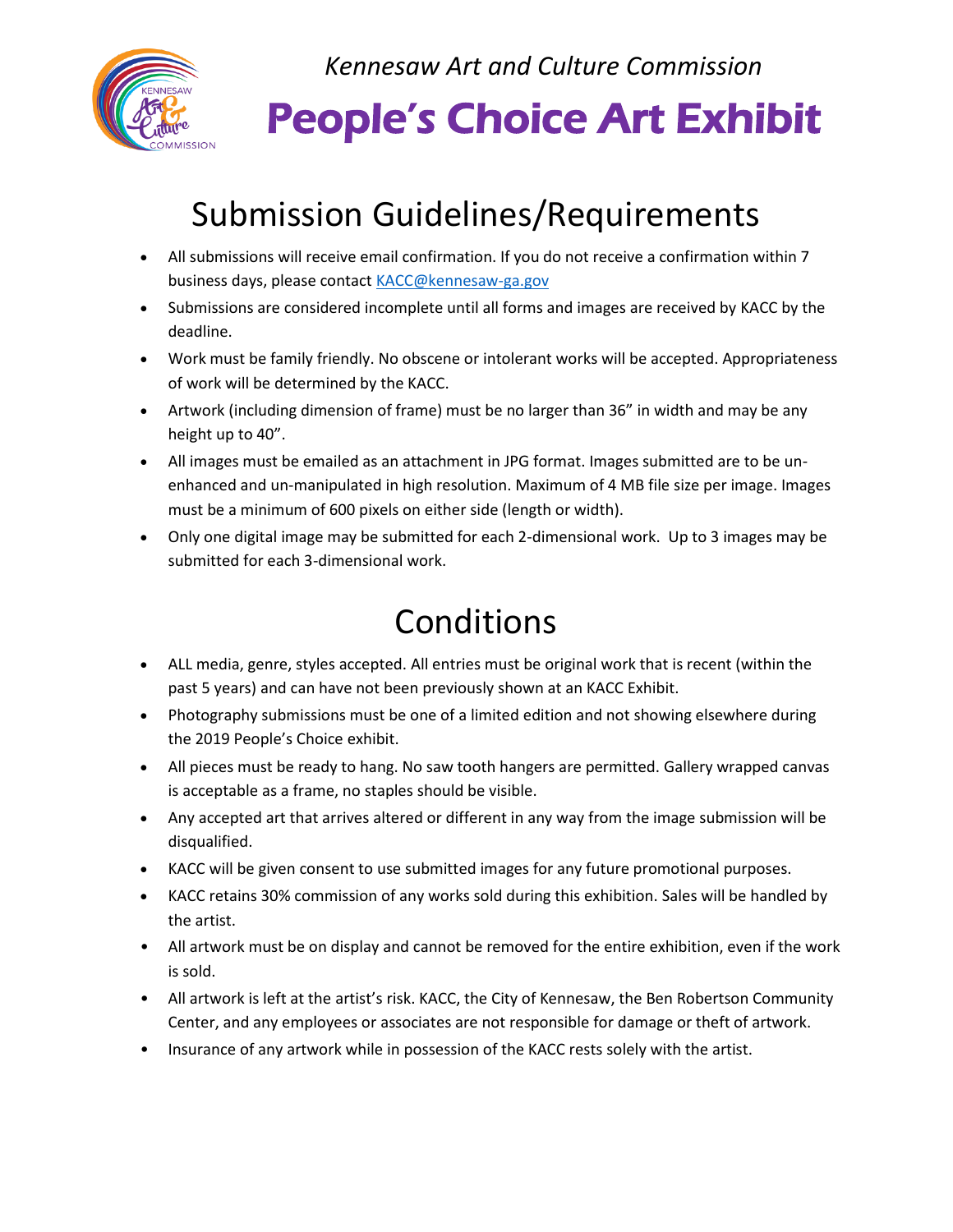*Kennesaw Art and Culture Commission*

# People's Choice Art Exhibit

## Submission Guidelines/Requirements

- All submissions will receive email confirmation. If you do not receive a confirmation within 7 business days, please contact KACC@kennesaw-ga.gov
- Submissions are considered incomplete until all forms and images are received by KACC by the deadline.
- Work must be family friendly. No obscene or intolerant works will be accepted. Appropriateness of work will be determined by the KACC.
- Artwork (including dimension of frame) must be no larger than 36" in width and may be any height up to 40".
- All images must be emailed as an attachment in JPG format. Images submitted are to be un-enhanced and un-manipulated in high resolution. Maximum of 4 MB file size per image. Images must be a minimum of 600 pixels on either side (length or width).
- Only one digital image may be submitted for each 2-dimensional work. Up to 3 images may be submitted for each 3-dimensional work.

## Conditions

- ALL media, genre, styles accepted. All entries must be original work that is recent (within the past 5 years) and can have not been previously shown at an KACC Exhibit.
- Photography submissions must be one of a limited edition and not showing elsewhere during the 2019 People's Choice exhibit.
- All pieces must be ready to hang. No saw tooth hangers are permitted. Gallery wrapped canvas is acceptable as a frame, no staples should be visible.
- Any accepted art that arrives altered or different in any way from the image submission will be disqualified.
- KACC will be given consent to use submitted images for any future promotional purposes.
- KACC retains 30% commission of any works sold during this exhibition. Sales will be handled by the artist.
- All artwork must be on display and cannot be removed for the entire exhibition, even if the work is sold.
- All artwork is left at the artist's risk. KACC, the City of Kennesaw, the Ben Robertson Community Center, and any employees or associates are not responsible for damage or theft of artwork.
- Insurance of any artwork while in possession of the KACC rests solely with the artist.